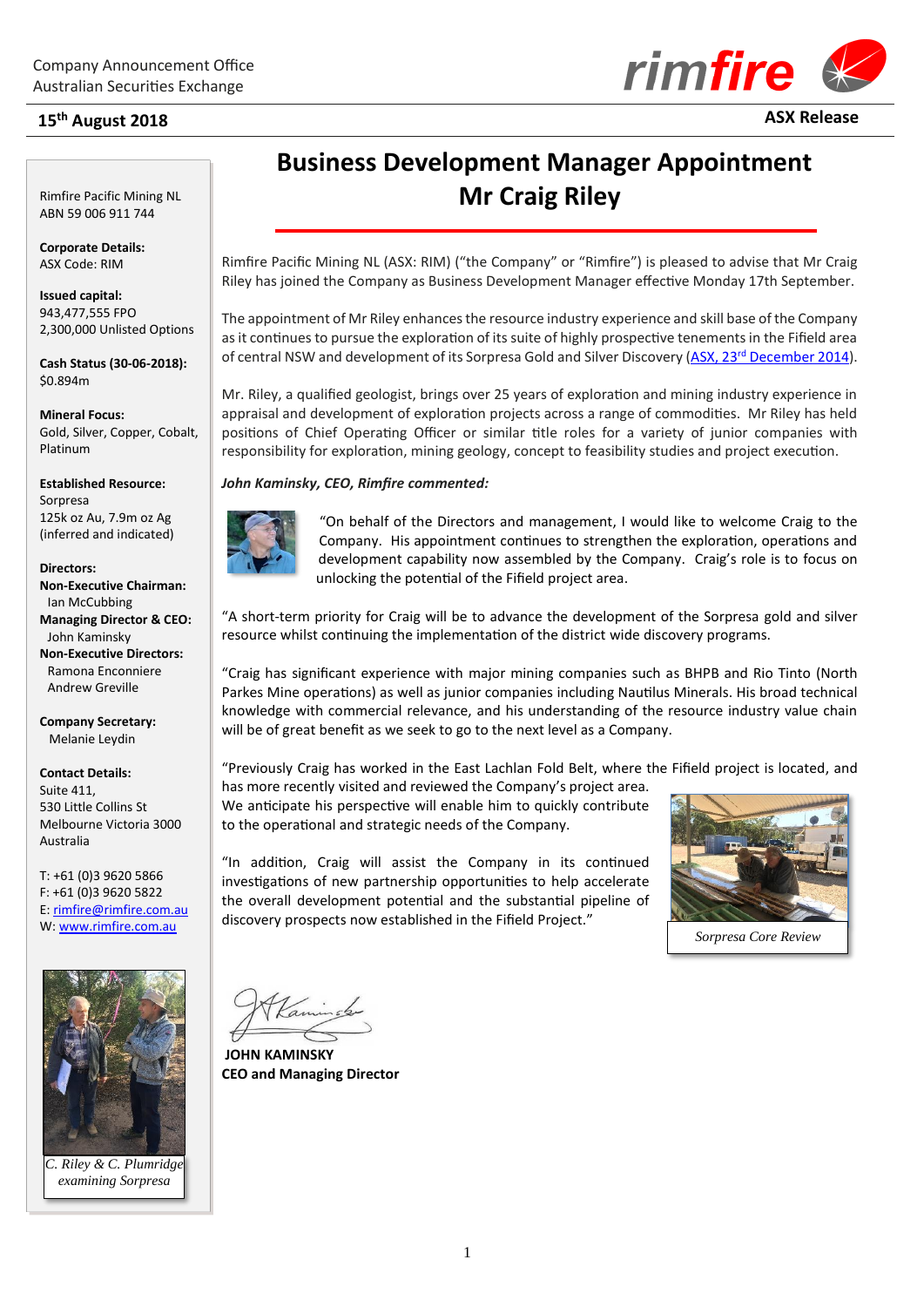Company Announcement Office
Australian Securities Exchange

**15th August 2018**

**ASX Release**

# Business Development Manager Appointment
# Mr Craig Riley

Rimfire Pacific Mining NL (ASX: RIM) ("the Company" or "Rimfire") is pleased to advise that Mr Craig Riley has joined the Company as Business Development Manager effective Monday 17th September.

The appointment of Mr Riley enhances the resource industry experience and skill base of the Company as it continues to pursue the exploration of its suite of highly prospective tenements in the Fifield area of central NSW and development of its Sorpresa Gold and Silver Discovery (ASX, 23rd December 2014).

Mr. Riley, a qualified geologist, brings over 25 years of exploration and mining industry experience in appraisal and development of exploration projects across a range of commodities. Mr Riley has held positions of Chief Operating Officer or similar title roles for a variety of junior companies with responsibility for exploration, mining geology, concept to feasibility studies and project execution.

***John Kaminsky, CEO, Rimfire commented:***

"On behalf of the Directors and management, I would like to welcome Craig to the Company. His appointment continues to strengthen the exploration, operations and development capability now assembled by the Company. Craig's role is to focus on unlocking the potential of the Fifield project area.

"A short-term priority for Craig will be to advance the development of the Sorpresa gold and silver resource whilst continuing the implementation of the district wide discovery programs.

"Craig has significant experience with major mining companies such as BHPB and Rio Tinto (North Parkes Mine operations) as well as junior companies including Nautilus Minerals. His broad technical knowledge with commercial relevance, and his understanding of the resource industry value chain will be of great benefit as we seek to go to the next level as a Company.

"Previously Craig has worked in the East Lachlan Fold Belt, where the Fifield project is located, and has more recently visited and reviewed the Company's project area. We anticipate his perspective will enable him to quickly contribute to the operational and strategic needs of the Company.

"In addition, Craig will assist the Company in its continued investigations of new partnership opportunities to help accelerate the overall development potential and the substantial pipeline of discovery prospects now established in the Fifield Project."

*Sorpresa Core Review*

**JOHN KAMINSKY**
**CEO and Managing Director**

---

Rimfire Pacific Mining NL
ABN 59 006 911 744

**Corporate Details:**
ASX Code: RIM

**Issued capital:**
943,477,555 FPO
2,300,000 Unlisted Options

**Cash Status (30-06-2018):**
$0.894m

**Mineral Focus:**
Gold, Silver, Copper, Cobalt, Platinum

**Established Resource:**
Sorpresa
125k oz Au, 7.9m oz Ag
(inferred and indicated)

**Directors:**
**Non-Executive Chairman:**
Ian McCubbing
**Managing Director & CEO:**
John Kaminsky
**Non-Executive Directors:**
Ramona Enconniere
Andrew Greville

**Company Secretary:**
Melanie Leydin

**Contact Details:**
Suite 411,
530 Little Collins St
Melbourne Victoria 3000
Australia

T: +61 (0)3 9620 5866
F: +61 (0)3 9620 5822
E: rimfire@rimfire.com.au
W: www.rimfire.com.au

*C. Riley & C. Plumridge examining Sorpresa*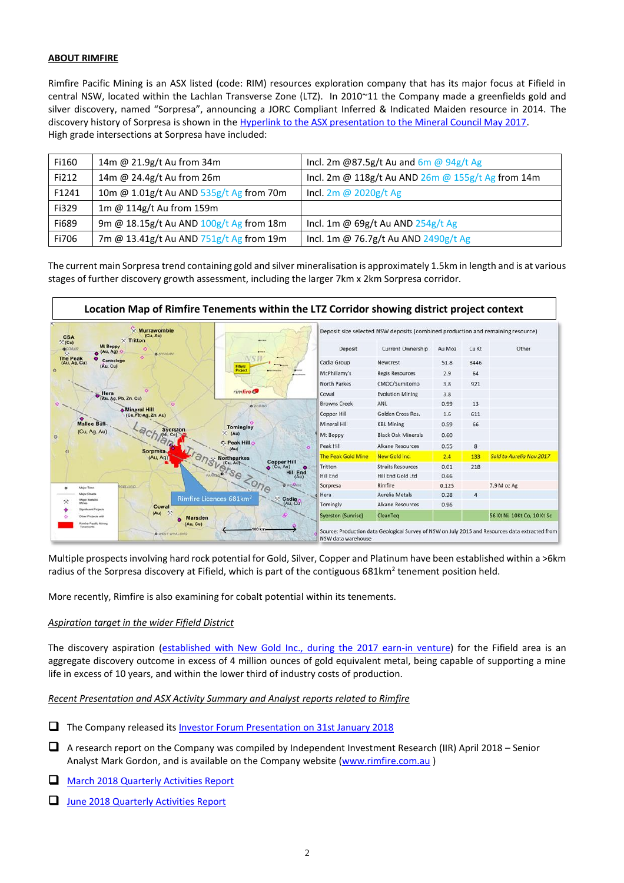**ABOUT RIMFIRE**

Rimfire Pacific Mining is an ASX listed (code: RIM) resources exploration company that has its major focus at Fifield in central NSW, located within the Lachlan Transverse Zone (LTZ). In 2010~11 the Company made a greenfields gold and silver discovery, named "Sorpresa", announcing a JORC Compliant Inferred & Indicated Maiden resource in 2014. The discovery history of Sorpresa is shown in the Hyperlink to the ASX presentation to the Mineral Council May 2017.
High grade intersections at Sorpresa have included:

| | | |
|---|---|---|
| Fi160 | 14m @ 21.9g/t Au from 34m | Incl. 2m @87.5g/t Au and 6m @ 94g/t Ag |
| Fi212 | 14m @ 24.4g/t Au from 26m | Incl. 2m @ 118g/t Au AND 26m @ 155g/t Ag from 14m |
| F1241 | 10m @ 1.01g/t Au AND 535g/t Ag from 70m | Incl. 2m @ 2020g/t Ag |
| Fi329 | 1m @ 114g/t Au from 159m | |
| Fi689 | 9m @ 18.15g/t Au AND 100g/t Ag from 18m | Incl. 1m @ 69g/t Au AND 254g/t Ag |
| Fi706 | 7m @ 13.41g/t Au AND 751g/t Ag from 19m | Incl. 1m @ 76.7g/t Au AND 2490g/t Ag |

The current main Sorpresa trend containing gold and silver mineralisation is approximately 1.5km in length and is at various stages of further discovery growth assessment, including the larger 7km x 2km Sorpresa corridor.

**Location Map of Rimfire Tenements within the LTZ Corridor showing district project context**

Murrawombie (Cu, Au)
CSA (Cu)
Tritton
Mt Boppy (Au, Ag)
The Peak (Au, Ag, Cu)
Canbelego (Au, Cu)
Hera (Au, Ag, Pb, Zn, Cu)
Mineral Hill (Cu, Pb, Ag, Zn, Au)
Mallee Bull (Cu, Ag, Au)
Syerston (Ni, Co)
Tomingley (Au)
Peak Hill (Au)
Sorpresa (Au, Ag)
Northparkes (Cu, Au)
Copper Hill (Cu, Au)
Hill End (Au)
Cadia (Au, Cu)
Cowal (Au)
Marsden (Au, Cu)
Lachlan Transverse Zone
Rimfire Licences 681km²
100 km
Fifield Project
NSW
rimfire

Deposit size selected NSW deposits (combined production and remaining resource)

| Deposit | Current Ownership | Au Moz | Cu Kt | Other |
|---|---|---|---|---|
| Cadia Group | Newcrest | 51.8 | 8446 | |
| McPhillamy's | Regis Resources | 2.9 | 64 | |
| North Parkes | CMOC/Sumitomo | 3.8 | 921 | |
| Cowal | Evolution Mining | 3.8 | | |
| Browns Creek | ANL | 0.99 | 13 | |
| Copper Hill | Golden Cross Res. | 1.6 | 611 | |
| Mineral Hill | KBL Mining | 0.59 | 66 | |
| Mt Boppy | Black Oak Minerals | 0.60 | | |
| Peak Hill | Alkane Resources | 0.55 | 8 | |
| The Peak Gold Mine | New Gold Inc. | 2.4 | 133 | Sold to Aurelia Nov 2017 |
| Tritton | Straits Resources | 0.01 | 218 | |
| Hill End | Hill End Gold Ltd | 0.66 | | |
| Sorpresa | Rimfire | 0.125 | | 7.9 M oz Ag |
| Hera | Aurelia Metals | 0.28 | 4 | |
| Tomingly | Alkane Resources | 0.96 | | |
| Syerston (Sunrise) | CleanTeq | | | 56 Kt Ni, 10Kt Co, 10 Kt Sc |

Source: Production data Geological Survey of NSW on July 2015 and Resources data extracted from NSW data warehouse

Multiple prospects involving hard rock potential for Gold, Silver, Copper and Platinum have been established within a >6km radius of the Sorpresa discovery at Fifield, which is part of the contiguous 681km² tenement position held.

More recently, Rimfire is also examining for cobalt potential within its tenements.

*Aspiration target in the wider Fifield District*

The discovery aspiration (established with New Gold Inc., during the 2017 earn-in venture) for the Fifield area is an aggregate discovery outcome in excess of 4 million ounces of gold equivalent metal, being capable of supporting a mine life in excess of 10 years, and within the lower third of industry costs of production.

*Recent Presentation and ASX Activity Summary and Analyst reports related to Rimfire*

- The Company released its Investor Forum Presentation on 31st January 2018
- A research report on the Company was compiled by Independent Investment Research (IIR) April 2018 – Senior Analyst Mark Gordon, and is available on the Company website (www.rimfire.com.au )
- March 2018 Quarterly Activities Report
- June 2018 Quarterly Activities Report